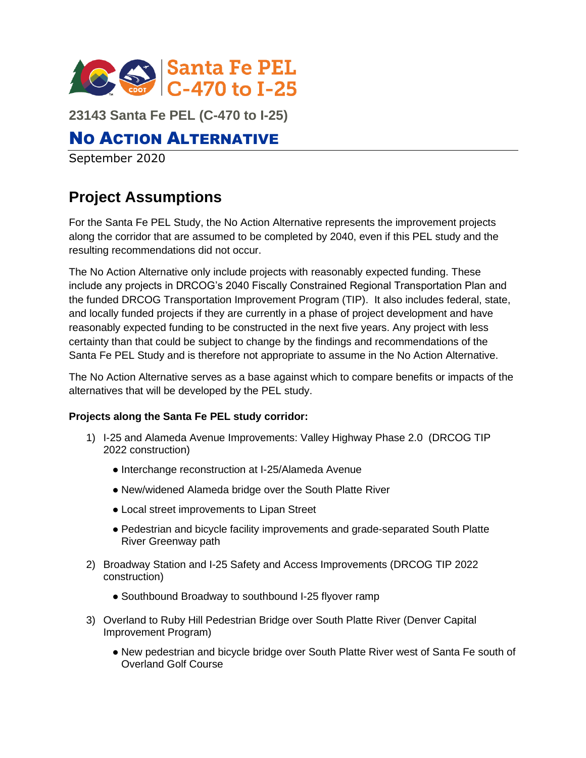Santa Fe PEL
C-470 to I-25

**23143 Santa Fe PEL (C-470 to I-25)**

# NO ACTION ALTERNATIVE

September 2020

## Project Assumptions

For the Santa Fe PEL Study, the No Action Alternative represents the improvement projects along the corridor that are assumed to be completed by 2040, even if this PEL study and the resulting recommendations did not occur.

The No Action Alternative only include projects with reasonably expected funding. These include any projects in DRCOG's 2040 Fiscally Constrained Regional Transportation Plan and the funded DRCOG Transportation Improvement Program (TIP). It also includes federal, state, and locally funded projects if they are currently in a phase of project development and have reasonably expected funding to be constructed in the next five years. Any project with less certainty than that could be subject to change by the findings and recommendations of the Santa Fe PEL Study and is therefore not appropriate to assume in the No Action Alternative.

The No Action Alternative serves as a base against which to compare benefits or impacts of the alternatives that will be developed by the PEL study.

**Projects along the Santa Fe PEL study corridor:**

1) I-25 and Alameda Avenue Improvements: Valley Highway Phase 2.0 (DRCOG TIP 2022 construction)
   - Interchange reconstruction at I-25/Alameda Avenue
   - New/widened Alameda bridge over the South Platte River
   - Local street improvements to Lipan Street
   - Pedestrian and bicycle facility improvements and grade-separated South Platte River Greenway path
2) Broadway Station and I-25 Safety and Access Improvements (DRCOG TIP 2022 construction)
   - Southbound Broadway to southbound I-25 flyover ramp
3) Overland to Ruby Hill Pedestrian Bridge over South Platte River (Denver Capital Improvement Program)
   - New pedestrian and bicycle bridge over South Platte River west of Santa Fe south of Overland Golf Course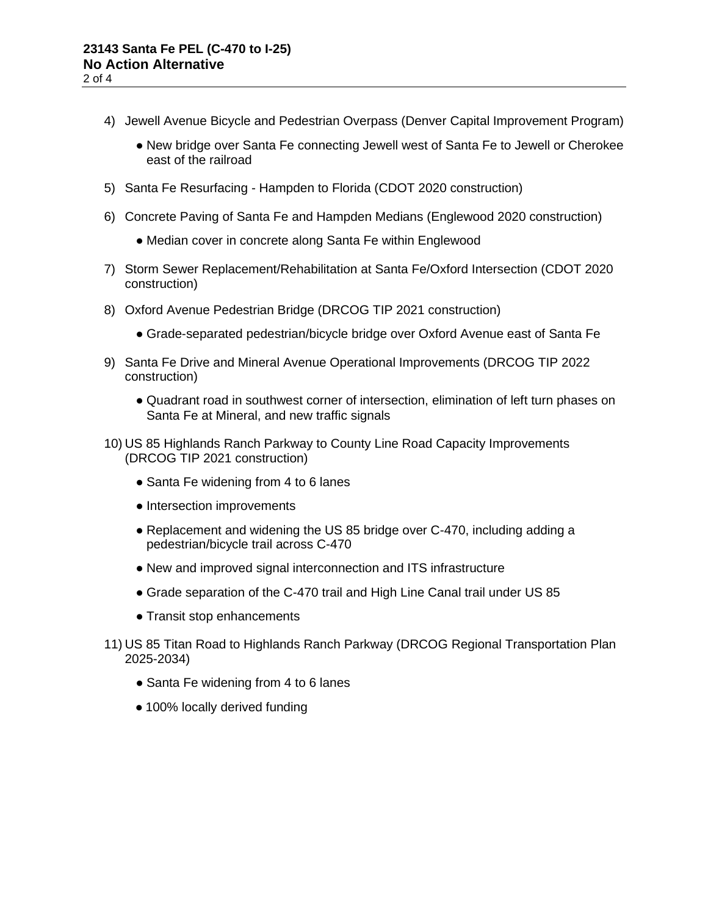4) Jewell Avenue Bicycle and Pedestrian Overpass (Denver Capital Improvement Program)

    - New bridge over Santa Fe connecting Jewell west of Santa Fe to Jewell or Cherokee east of the railroad

5) Santa Fe Resurfacing - Hampden to Florida (CDOT 2020 construction)

6) Concrete Paving of Santa Fe and Hampden Medians (Englewood 2020 construction)

    - Median cover in concrete along Santa Fe within Englewood

7) Storm Sewer Replacement/Rehabilitation at Santa Fe/Oxford Intersection (CDOT 2020 construction)

8) Oxford Avenue Pedestrian Bridge (DRCOG TIP 2021 construction)

    - Grade-separated pedestrian/bicycle bridge over Oxford Avenue east of Santa Fe

9) Santa Fe Drive and Mineral Avenue Operational Improvements (DRCOG TIP 2022 construction)

    - Quadrant road in southwest corner of intersection, elimination of left turn phases on Santa Fe at Mineral, and new traffic signals

10) US 85 Highlands Ranch Parkway to County Line Road Capacity Improvements (DRCOG TIP 2021 construction)

    - Santa Fe widening from 4 to 6 lanes
    - Intersection improvements
    - Replacement and widening the US 85 bridge over C-470, including adding a pedestrian/bicycle trail across C-470
    - New and improved signal interconnection and ITS infrastructure
    - Grade separation of the C-470 trail and High Line Canal trail under US 85
    - Transit stop enhancements

11) US 85 Titan Road to Highlands Ranch Parkway (DRCOG Regional Transportation Plan 2025-2034)

    - Santa Fe widening from 4 to 6 lanes
    - 100% locally derived funding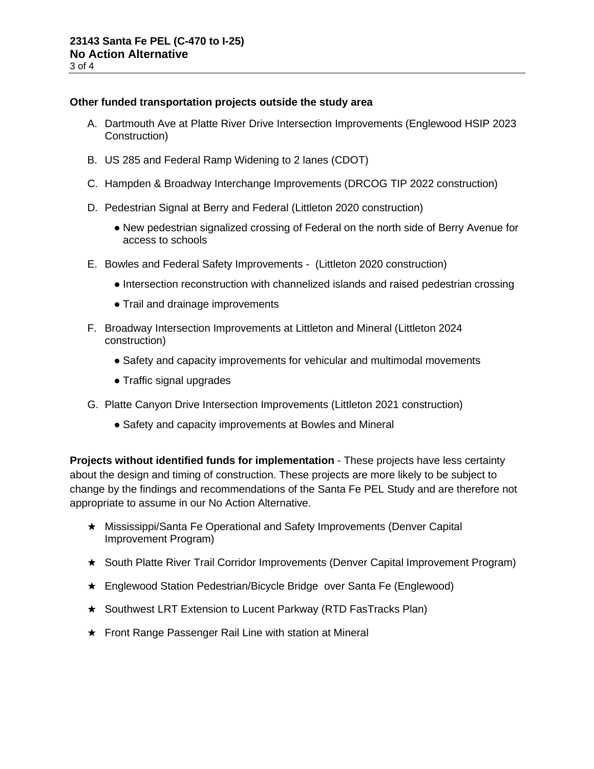**Other funded transportation projects outside the study area**

A. Dartmouth Ave at Platte River Drive Intersection Improvements (Englewood HSIP 2023 Construction)

B. US 285 and Federal Ramp Widening to 2 lanes (CDOT)

C. Hampden & Broadway Interchange Improvements (DRCOG TIP 2022 construction)

D. Pedestrian Signal at Berry and Federal (Littleton 2020 construction)
   - New pedestrian signalized crossing of Federal on the north side of Berry Avenue for access to schools

E. Bowles and Federal Safety Improvements - (Littleton 2020 construction)
   - Intersection reconstruction with channelized islands and raised pedestrian crossing
   - Trail and drainage improvements

F. Broadway Intersection Improvements at Littleton and Mineral (Littleton 2024 construction)
   - Safety and capacity improvements for vehicular and multimodal movements
   - Traffic signal upgrades

G. Platte Canyon Drive Intersection Improvements (Littleton 2021 construction)
   - Safety and capacity improvements at Bowles and Mineral

**Projects without identified funds for implementation** - These projects have less certainty about the design and timing of construction. These projects are more likely to be subject to change by the findings and recommendations of the Santa Fe PEL Study and are therefore not appropriate to assume in our No Action Alternative.

★ Mississippi/Santa Fe Operational and Safety Improvements (Denver Capital Improvement Program)

★ South Platte River Trail Corridor Improvements (Denver Capital Improvement Program)

★ Englewood Station Pedestrian/Bicycle Bridge over Santa Fe (Englewood)

★ Southwest LRT Extension to Lucent Parkway (RTD FasTracks Plan)

★ Front Range Passenger Rail Line with station at Mineral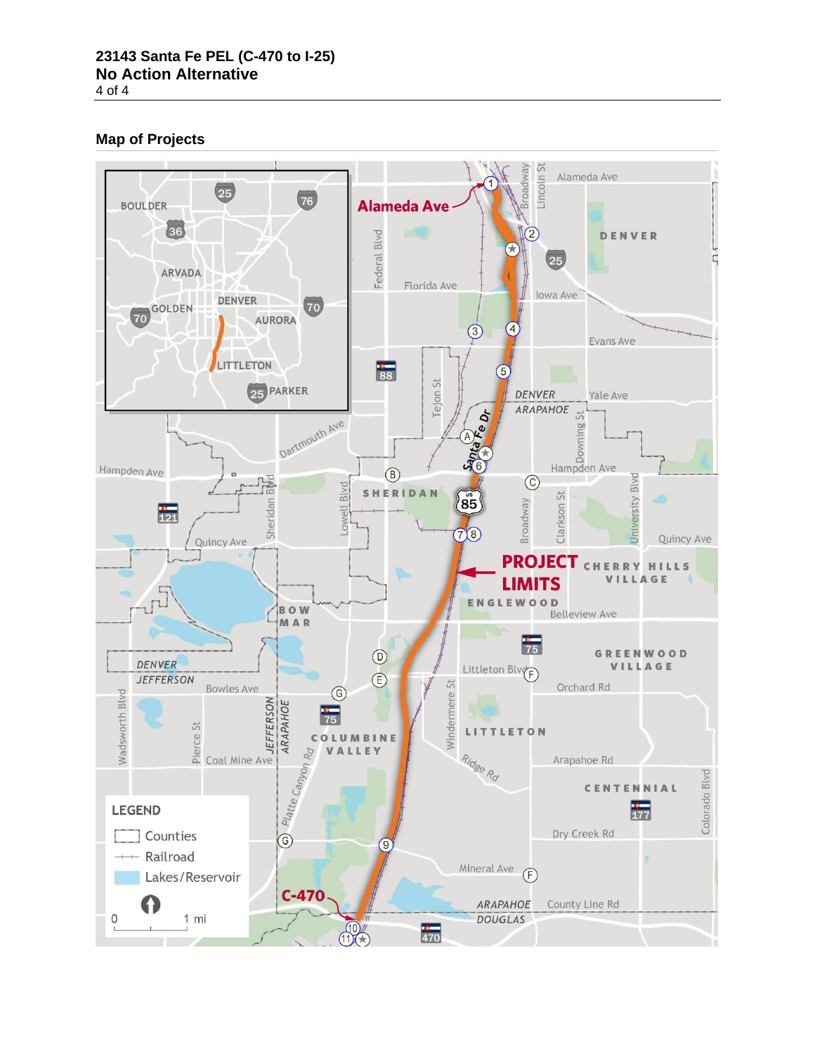# 23143 Santa Fe PEL (C-470 to I-25)
## No Action Alternative

### Map of Projects

Alameda Ave
PROJECT LIMITS
C-470
Santa Fe Dr

DENVER
SHERIDAN
CHERRY HILLS VILLAGE
ENGLEWOOD
BOW MAR
GREENWOOD VILLAGE
COLUMBINE VALLEY
LITTLETON
CENTENNIAL

DENVER / ARAPAHOE
DENVER / JEFFERSON
JEFFERSON / ARAPAHOE
ARAPAHOE / DOUGLAS

Alameda Ave
Florida Ave
Iowa Ave
Evans Ave
Yale Ave
Dartmouth Ave
Hampden Ave
Quincy Ave
Belleview Ave
Bowles Ave
Littleton Blvd
Orchard Rd
Coal Mine Ave
Arapahoe Rd
Ridge Rd
Dry Creek Rd
Mineral Ave
County Line Rd
Broadway
Lincoln St
Federal Blvd
Tejon St
Downing St
Clarkson St
University Blvd
Sheridan Blvd
Lowell Blvd
Wadsworth Blvd
Pierce St
Platte Canyon Rd
Windermere St
Colorado Blvd

25
85
88
121
75
177
470

1, 2, 3, 4, 5, 6, 7, 8, 9, 10, 11
A, B, C, D, E, F, G

BOULDER
ARVADA
GOLDEN
DENVER
AURORA
LITTLETON
PARKER
25, 76, 36, 70

LEGEND
Counties
Railroad
Lakes/Reservoir

0 1 mi